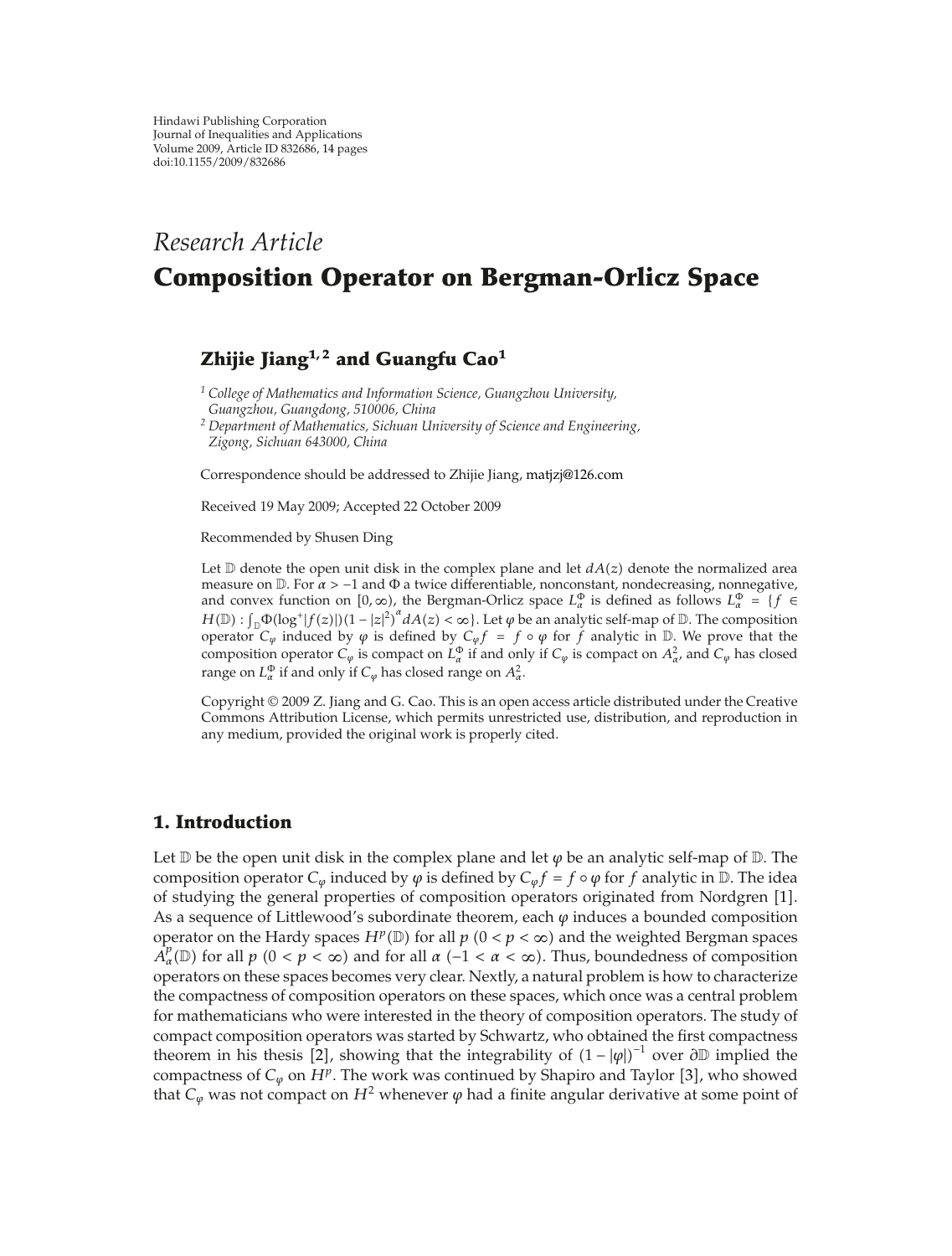Hindawi Publishing Corporation
Journal of Inequalities and Applications
Volume 2009, Article ID 832686, 14 pages
doi:10.1155/2009/832686

*Research Article*

# Composition Operator on Bergman-Orlicz Space

**Zhijie Jiang[1,2] and Guangfu Cao[1]**

[1] *College of Mathematics and Information Science, Guangzhou University, Guangzhou, Guangdong, 510006, China*

[2] *Department of Mathematics, Sichuan University of Science and Engineering, Zigong, Sichuan 643000, China*

Correspondence should be addressed to Zhijie Jiang, matjzj@126.com

Received 19 May 2009; Accepted 22 October 2009

Recommended by Shusen Ding

Let $\mathbb{D}$ denote the open unit disk in the complex plane and let $dA(z)$ denote the normalized area measure on $\mathbb{D}$. For $\alpha > -1$ and $\Phi$ a twice differentiable, nonconstant, nondecreasing, nonnegative, and convex function on $[0, \infty)$, the Bergman-Orlicz space $L_\alpha^\Phi$ is defined as follows $L_\alpha^\Phi = \{f \in H(\mathbb{D}) : \int_{\mathbb{D}} \Phi(\log^+|f(z)|)(1-|z|^2)^\alpha dA(z) < \infty\}$. Let $\varphi$ be an analytic self-map of $\mathbb{D}$. The composition operator $C_\varphi$ induced by $\varphi$ is defined by $C_\varphi f = f \circ \varphi$ for $f$ analytic in $\mathbb{D}$. We prove that the composition operator $C_\varphi$ is compact on $L_\alpha^\Phi$ if and only if $C_\varphi$ is compact on $A_\alpha^2$, and $C_\varphi$ has closed range on $L_\alpha^\Phi$ if and only if $C_\varphi$ has closed range on $A_\alpha^2$.

Copyright © 2009 Z. Jiang and G. Cao. This is an open access article distributed under the Creative Commons Attribution License, which permits unrestricted use, distribution, and reproduction in any medium, provided the original work is properly cited.

## 1. Introduction

Let $\mathbb{D}$ be the open unit disk in the complex plane and let $\varphi$ be an analytic self-map of $\mathbb{D}$. The composition operator $C_\varphi$ induced by $\varphi$ is defined by $C_\varphi f = f \circ \varphi$ for $f$ analytic in $\mathbb{D}$. The idea of studying the general properties of composition operators originated from Nordgren [1]. As a sequence of Littlewood's subordinate theorem, each $\varphi$ induces a bounded composition operator on the Hardy spaces $H^p(\mathbb{D})$ for all $p$ $(0 < p < \infty)$ and the weighted Bergman spaces $A_\alpha^p(\mathbb{D})$ for all $p$ $(0 < p < \infty)$ and for all $\alpha$ $(-1 < \alpha < \infty)$. Thus, boundedness of composition operators on these spaces becomes very clear. Nextly, a natural problem is how to characterize the compactness of composition operators on these spaces, which once was a central problem for mathematicians who were interested in the theory of composition operators. The study of compact composition operators was started by Schwartz, who obtained the first compactness theorem in his thesis [2], showing that the integrability of $(1-|\varphi|)^{-1}$ over $\partial\mathbb{D}$ implied the compactness of $C_\varphi$ on $H^p$. The work was continued by Shapiro and Taylor [3], who showed that $C_\varphi$ was not compact on $H^2$ whenever $\varphi$ had a finite angular derivative at some point of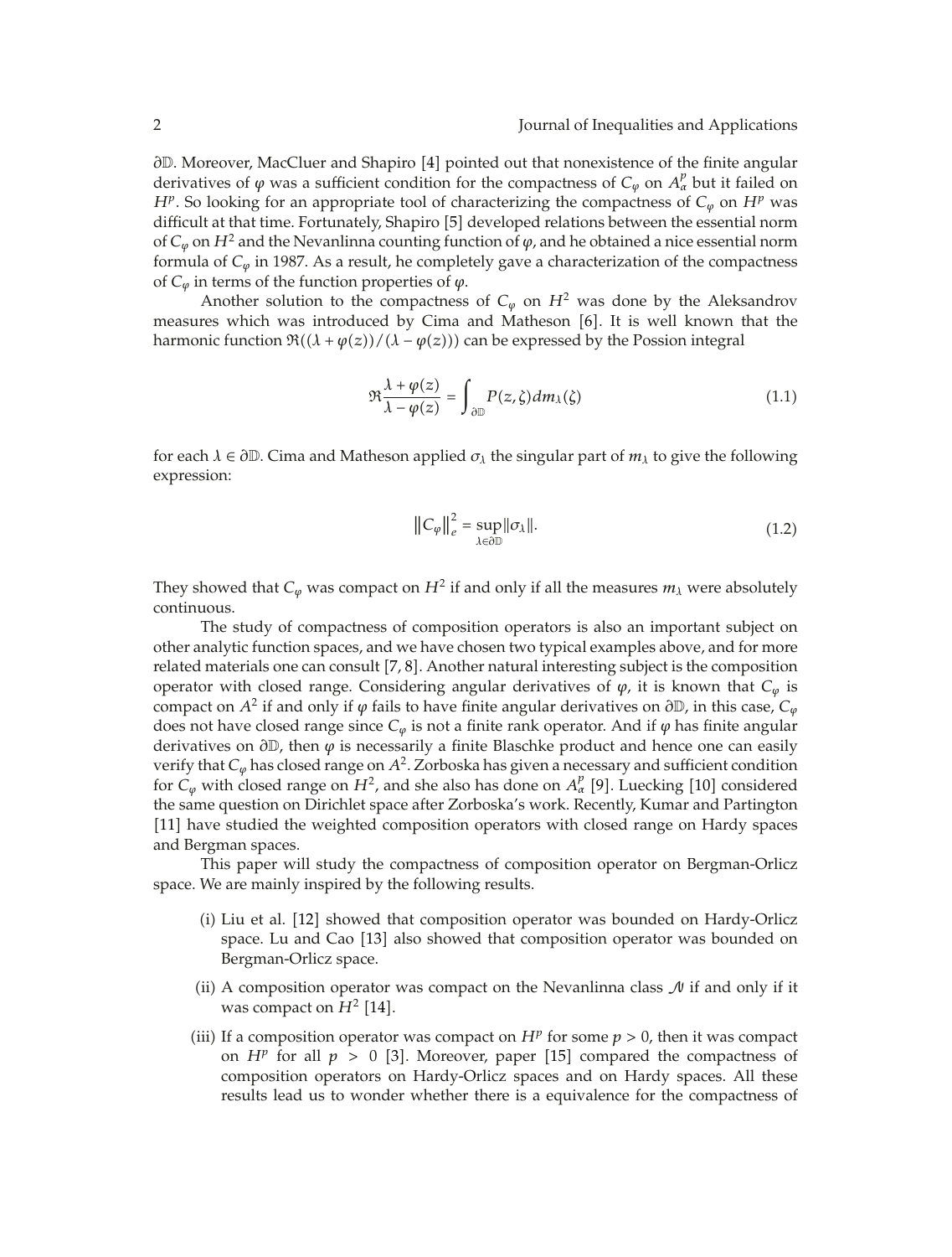$\partial\mathbb{D}$. Moreover, MacCluer and Shapiro [4] pointed out that nonexistence of the finite angular derivatives of $\varphi$ was a sufficient condition for the compactness of $C_\varphi$ on $A^p_\alpha$ but it failed on $H^p$. So looking for an appropriate tool of characterizing the compactness of $C_\varphi$ on $H^p$ was difficult at that time. Fortunately, Shapiro [5] developed relations between the essential norm of $C_\varphi$ on $H^2$ and the Nevanlinna counting function of $\varphi$, and he obtained a nice essential norm formula of $C_\varphi$ in 1987. As a result, he completely gave a characterization of the compactness of $C_\varphi$ in terms of the function properties of $\varphi$.

Another solution to the compactness of $C_\varphi$ on $H^2$ was done by the Aleksandrov measures which was introduced by Cima and Matheson [6]. It is well known that the harmonic function $\Re((\lambda+\varphi(z))/(\lambda-\varphi(z)))$ can be expressed by the Possion integral

$$\Re\frac{\lambda+\varphi(z)}{\lambda-\varphi(z)} = \int_{\partial\mathbb{D}} P(z,\zeta)\,dm_\lambda(\zeta) \tag{1.1}$$

for each $\lambda \in \partial\mathbb{D}$. Cima and Matheson applied $\sigma_\lambda$ the singular part of $m_\lambda$ to give the following expression:

$$\left\|C_\varphi\right\|_e^2 = \sup_{\lambda\in\partial\mathbb{D}}\|\sigma_\lambda\|. \tag{1.2}$$

They showed that $C_\varphi$ was compact on $H^2$ if and only if all the measures $m_\lambda$ were absolutely continuous.

The study of compactness of composition operators is also an important subject on other analytic function spaces, and we have chosen two typical examples above, and for more related materials one can consult [7, 8]. Another natural interesting subject is the composition operator with closed range. Considering angular derivatives of $\varphi$, it is known that $C_\varphi$ is compact on $A^2$ if and only if $\varphi$ fails to have finite angular derivatives on $\partial\mathbb{D}$, in this case, $C_\varphi$ does not have closed range since $C_\varphi$ is not a finite rank operator. And if $\varphi$ has finite angular derivatives on $\partial\mathbb{D}$, then $\varphi$ is necessarily a finite Blaschke product and hence one can easily verify that $C_\varphi$ has closed range on $A^2$. Zorboska has given a necessary and sufficient condition for $C_\varphi$ with closed range on $H^2$, and she also has done on $A^p_\alpha$ [9]. Luecking [10] considered the same question on Dirichlet space after Zorboska's work. Recently, Kumar and Partington [11] have studied the weighted composition operators with closed range on Hardy spaces and Bergman spaces.

This paper will study the compactness of composition operator on Bergman-Orlicz space. We are mainly inspired by the following results.

(i) Liu et al. [12] showed that composition operator was bounded on Hardy-Orlicz space. Lu and Cao [13] also showed that composition operator was bounded on Bergman-Orlicz space.

(ii) A composition operator was compact on the Nevanlinna class $\mathcal{N}$ if and only if it was compact on $H^2$ [14].

(iii) If a composition operator was compact on $H^p$ for some $p > 0$, then it was compact on $H^p$ for all $p > 0$ [3]. Moreover, paper [15] compared the compactness of composition operators on Hardy-Orlicz spaces and on Hardy spaces. All these results lead us to wonder whether there is a equivalence for the compactness of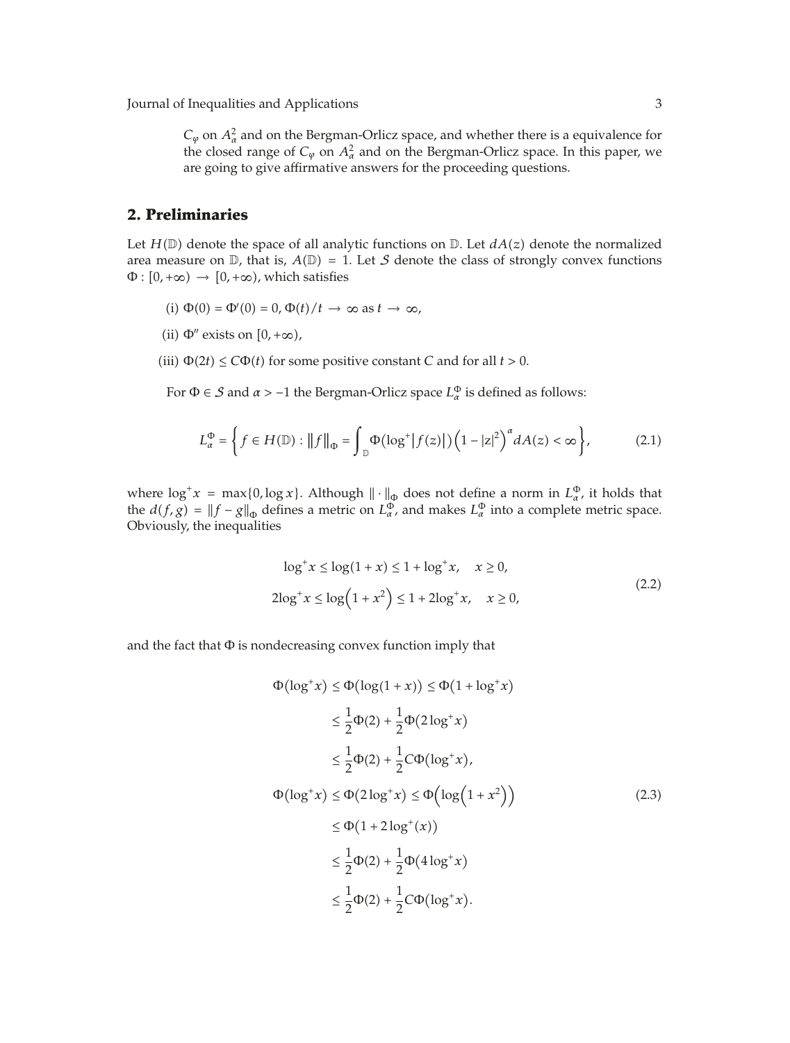$C_\varphi$ on $A^2_\alpha$ and on the Bergman-Orlicz space, and whether there is a equivalence for the closed range of $C_\varphi$ on $A^2_\alpha$ and on the Bergman-Orlicz space. In this paper, we are going to give affirmative answers for the proceeding questions.

## 2. Preliminaries

Let $H(\mathbb{D})$ denote the space of all analytic functions on $\mathbb{D}$. Let $dA(z)$ denote the normalized area measure on $\mathbb{D}$, that is, $A(\mathbb{D}) = 1$. Let $\mathcal{S}$ denote the class of strongly convex functions $\Phi : [0, +\infty) \to [0, +\infty)$, which satisfies

(i) $\Phi(0) = \Phi'(0) = 0$, $\Phi(t)/t \to \infty$ as $t \to \infty$,

(ii) $\Phi''$ exists on $[0, +\infty)$,

(iii) $\Phi(2t) \leq C\Phi(t)$ for some positive constant $C$ and for all $t > 0$.

For $\Phi \in \mathcal{S}$ and $\alpha > -1$ the Bergman-Orlicz space $L^\Phi_\alpha$ is defined as follows:

$$L^\Phi_\alpha = \left\{ f \in H(\mathbb{D}) : \|f\|_\Phi = \int_{\mathbb{D}} \Phi\left(\log^+|f(z)|\right)\left(1 - |z|^2\right)^\alpha dA(z) < \infty \right\}, \tag{2.1}$$

where $\log^+ x = \max\{0, \log x\}$. Although $\|\cdot\|_\Phi$ does not define a norm in $L^\Phi_\alpha$, it holds that the $d(f, g) = \|f - g\|_\Phi$ defines a metric on $L^\Phi_\alpha$, and makes $L^\Phi_\alpha$ into a complete metric space. Obviously, the inequalities

$$\begin{gathered} \log^+ x \leq \log(1 + x) \leq 1 + \log^+ x, \quad x \geq 0, \\ 2\log^+ x \leq \log\left(1 + x^2\right) \leq 1 + 2\log^+ x, \quad x \geq 0, \end{gathered} \tag{2.2}$$

and the fact that $\Phi$ is nondecreasing convex function imply that

$$\begin{aligned} \Phi\left(\log^+ x\right) &\leq \Phi\left(\log(1 + x)\right) \leq \Phi\left(1 + \log^+ x\right) \\ &\leq \frac{1}{2}\Phi(2) + \frac{1}{2}\Phi\left(2\log^+ x\right) \\ &\leq \frac{1}{2}\Phi(2) + \frac{1}{2}C\Phi\left(\log^+ x\right), \\ \Phi\left(\log^+ x\right) &\leq \Phi\left(2\log^+ x\right) \leq \Phi\left(\log\left(1 + x^2\right)\right) \\ &\leq \Phi\left(1 + 2\log^+(x)\right) \\ &\leq \frac{1}{2}\Phi(2) + \frac{1}{2}\Phi\left(4\log^+ x\right) \\ &\leq \frac{1}{2}\Phi(2) + \frac{1}{2}C\Phi\left(\log^+ x\right). \end{aligned} \tag{2.3}$$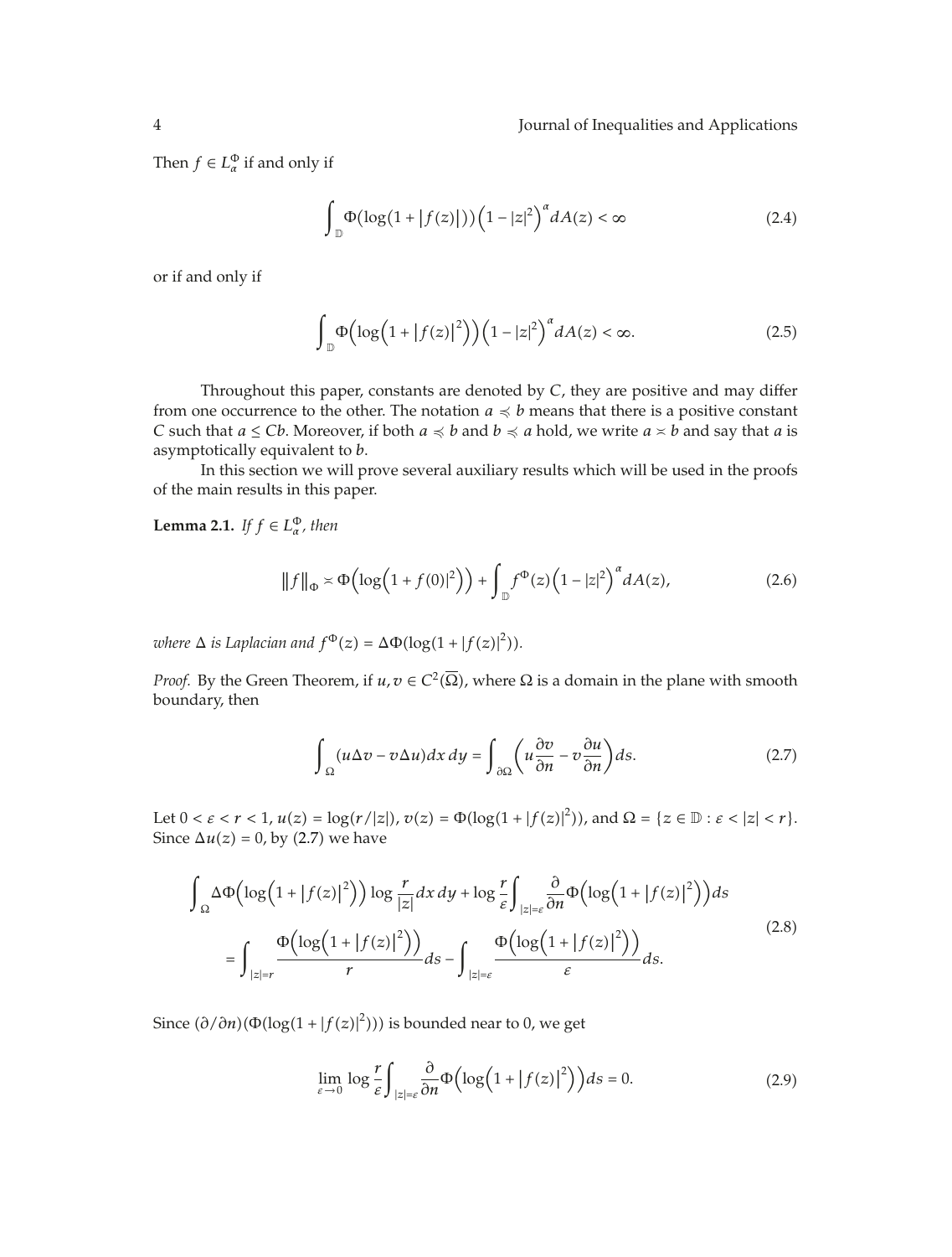Then $f \in L^{\Phi}_{\alpha}$ if and only if

$$\int_{\mathbb{D}} \Phi(\log(1 + |f(z)|)) \left(1 - |z|^2\right)^{\alpha} dA(z) < \infty \tag{2.4}$$

or if and only if

$$\int_{\mathbb{D}} \Phi\left(\log\left(1 + |f(z)|^2\right)\right) \left(1 - |z|^2\right)^{\alpha} dA(z) < \infty. \tag{2.5}$$

Throughout this paper, constants are denoted by $C$, they are positive and may differ from one occurrence to the other. The notation $a \preccurlyeq b$ means that there is a positive constant $C$ such that $a \leq Cb$. Moreover, if both $a \preccurlyeq b$ and $b \preccurlyeq a$ hold, we write $a \asymp b$ and say that $a$ is asymptotically equivalent to $b$.

In this section we will prove several auxiliary results which will be used in the proofs of the main results in this paper.

**Lemma 2.1.** *If $f \in L^{\Phi}_{\alpha}$, then*

$$\|f\|_{\Phi} \asymp \Phi\left(\log\left(1 + f(0)|^2\right)\right) + \int_{\mathbb{D}} f^{\Phi}(z) \left(1 - |z|^2\right)^{\alpha} dA(z), \tag{2.6}$$

*where $\Delta$ is Laplacian and $f^{\Phi}(z) = \Delta\Phi(\log(1 + |f(z)|^2))$.*

*Proof.* By the Green Theorem, if $u, v \in C^2(\overline{\Omega})$, where $\Omega$ is a domain in the plane with smooth boundary, then

$$\int_{\Omega} (u\Delta v - v\Delta u) dx\, dy = \int_{\partial\Omega} \left( u \frac{\partial v}{\partial n} - v \frac{\partial u}{\partial n} \right) ds. \tag{2.7}$$

Let $0 < \varepsilon < r < 1$, $u(z) = \log(r/|z|)$, $v(z) = \Phi(\log(1 + |f(z)|^2))$, and $\Omega = \{z \in \mathbb{D} : \varepsilon < |z| < r\}$. Since $\Delta u(z) = 0$, by (2.7) we have

$$\begin{aligned}
\int_{\Omega} \Delta\Phi\left(\log\left(1 + |f(z)|^2\right)\right) \log \frac{r}{|z|} dx\, dy + \log \frac{r}{\varepsilon} \int_{|z|=\varepsilon} \frac{\partial}{\partial n} \Phi\left(\log\left(1 + |f(z)|^2\right)\right) ds \\
= \int_{|z|=r} \frac{\Phi\left(\log\left(1 + |f(z)|^2\right)\right)}{r} ds - \int_{|z|=\varepsilon} \frac{\Phi\left(\log\left(1 + |f(z)|^2\right)\right)}{\varepsilon} ds.
\end{aligned} \tag{2.8}$$

Since $(\partial/\partial n)(\Phi(\log(1 + |f(z)|^2)))$ is bounded near to 0, we get

$$\lim_{\varepsilon \to 0} \log \frac{r}{\varepsilon} \int_{|z|=\varepsilon} \frac{\partial}{\partial n} \Phi\left(\log\left(1 + |f(z)|^2\right)\right) ds = 0. \tag{2.9}$$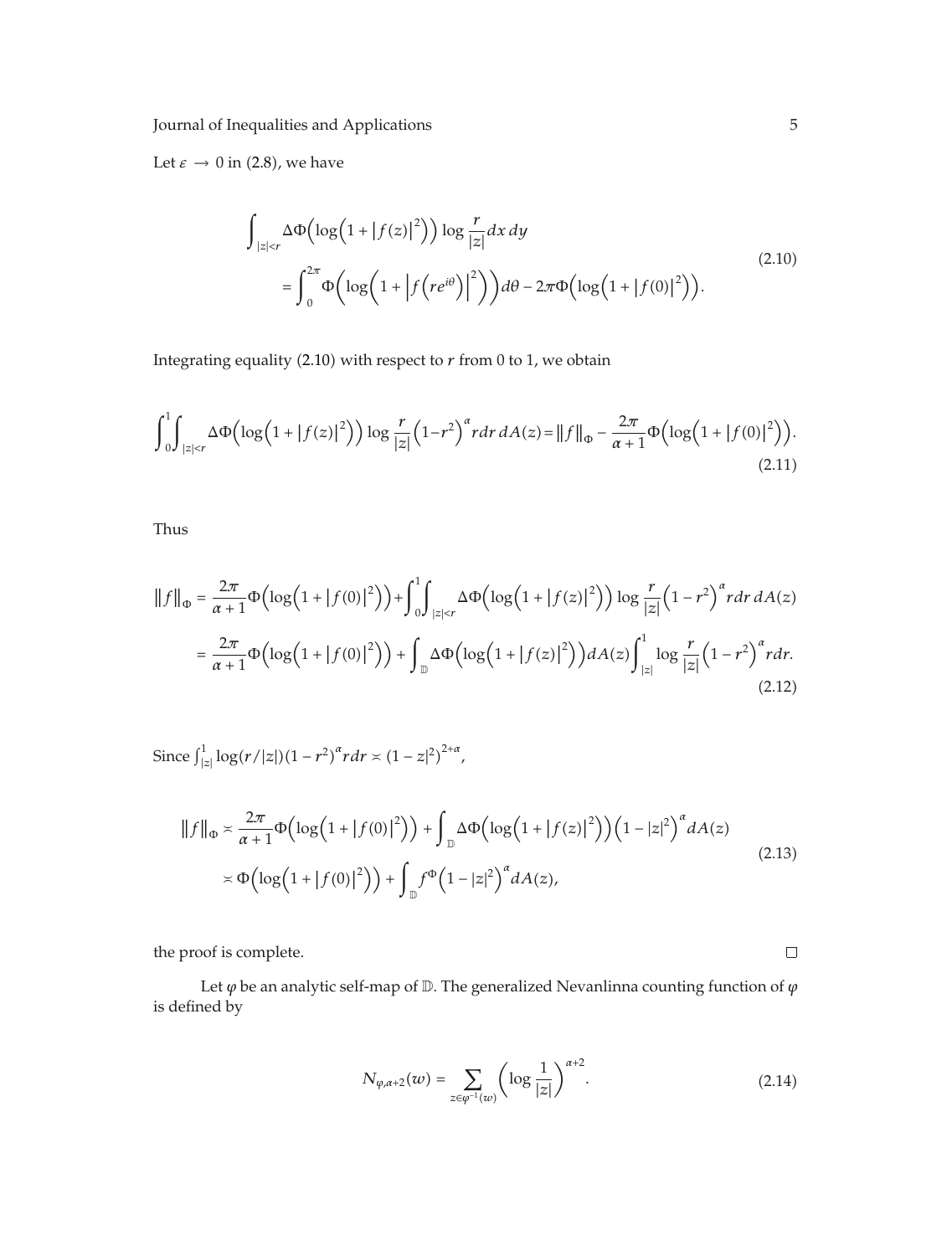Let $\varepsilon \to 0$ in (2.8), we have

$$\int_{|z|<r} \Delta\Phi\left(\log\left(1+|f(z)|^2\right)\right) \log\frac{r}{|z|} dx\, dy = \int_0^{2\pi} \Phi\left(\log\left(1+\left|f\left(re^{i\theta}\right)\right|^2\right)\right) d\theta - 2\pi\Phi\left(\log\left(1+|f(0)|^2\right)\right). \tag{2.10}$$

Integrating equality (2.10) with respect to $r$ from 0 to 1, we obtain

$$\int_0^1 \int_{|z|<r} \Delta\Phi\left(\log\left(1+|f(z)|^2\right)\right) \log\frac{r}{|z|}\left(1-r^2\right)^\alpha r dr\, dA(z) = \|f\|_\Phi - \frac{2\pi}{\alpha+1}\Phi\left(\log\left(1+|f(0)|^2\right)\right). \tag{2.11}$$

Thus

$$\begin{aligned}
\|f\|_\Phi &= \frac{2\pi}{\alpha+1}\Phi\left(\log\left(1+|f(0)|^2\right)\right) + \int_0^1 \int_{|z|<r} \Delta\Phi\left(\log\left(1+|f(z)|^2\right)\right) \log\frac{r}{|z|}\left(1-r^2\right)^\alpha r dr\, dA(z) \\
&= \frac{2\pi}{\alpha+1}\Phi\left(\log\left(1+|f(0)|^2\right)\right) + \int_{\mathbb{D}} \Delta\Phi\left(\log\left(1+|f(z)|^2\right)\right) dA(z) \int_{|z|}^1 \log\frac{r}{|z|}\left(1-r^2\right)^\alpha r dr.
\end{aligned} \tag{2.12}$$

Since $\int_{|z|}^1 \log(r/|z|)(1-r^2)^\alpha r dr \asymp (1-z|^2)^{2+\alpha}$,

$$\begin{aligned}
\|f\|_\Phi &\asymp \frac{2\pi}{\alpha+1}\Phi\left(\log\left(1+|f(0)|^2\right)\right) + \int_{\mathbb{D}} \Delta\Phi\left(\log\left(1+|f(z)|^2\right)\right)\left(1-|z|^2\right)^\alpha dA(z) \\
&\asymp \Phi\left(\log\left(1+|f(0)|^2\right)\right) + \int_{\mathbb{D}} f^\Phi\left(1-|z|^2\right)^\alpha dA(z),
\end{aligned} \tag{2.13}$$

the proof is complete. □

Let $\varphi$ be an analytic self-map of $\mathbb{D}$. The generalized Nevanlinna counting function of $\varphi$ is defined by

$$N_{\varphi,\alpha+2}(w) = \sum_{z\in\varphi^{-1}(w)} \left(\log\frac{1}{|z|}\right)^{\alpha+2}. \tag{2.14}$$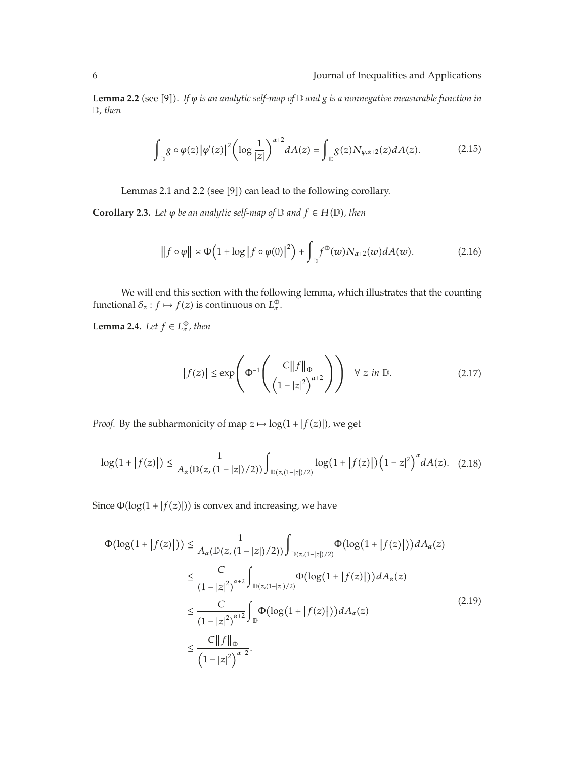**Lemma 2.2** (see [9]). *If $\varphi$ is an analytic self-map of $\mathbb{D}$ and $g$ is a nonnegative measurable function in $\mathbb{D}$, then*

$$\int_{\mathbb{D}} g \circ \varphi(z) \left|\varphi'(z)\right|^2 \left(\log \frac{1}{|z|}\right)^{\alpha+2} dA(z) = \int_{\mathbb{D}} g(z) N_{\varphi,\alpha+2}(z) dA(z). \tag{2.15}$$

Lemmas 2.1 and 2.2 (see [9]) can lead to the following corollary.

**Corollary 2.3.** *Let $\varphi$ be an analytic self-map of $\mathbb{D}$ and $f \in H(\mathbb{D})$, then*

$$\|f \circ \varphi\| \asymp \Phi\left(1 + \log\left|f \circ \varphi(0)\right|^2\right) + \int_{\mathbb{D}} f^{\Phi}(w) N_{\alpha+2}(w) dA(w). \tag{2.16}$$

We will end this section with the following lemma, which illustrates that the counting functional $\delta_z : f \mapsto f(z)$ is continuous on $L^{\Phi}_{\alpha}$.

**Lemma 2.4.** *Let $f \in L^{\Phi}_{\alpha}$, then*

$$\left|f(z)\right| \leq \exp\left(\Phi^{-1}\left(\frac{C\|f\|_{\Phi}}{\left(1 - |z|^2\right)^{\alpha+2}}\right)\right) \quad \forall\ z \text{ in } \mathbb{D}. \tag{2.17}$$

*Proof.* By the subharmonicity of map $z \mapsto \log(1 + |f(z)|)$, we get

$$\log\left(1 + \left|f(z)\right|\right) \leq \frac{1}{A_{\alpha}(\mathbb{D}(z, (1 - |z|)/2))} \int_{\mathbb{D}(z,(1-|z|)/2)} \log\left(1 + \left|f(z)\right|\right)\left(1 - z|^2\right)^{\alpha} dA(z). \tag{2.18}$$

Since $\Phi(\log(1 + |f(z)|))$ is convex and increasing, we have

$$\begin{aligned}
\Phi\left(\log\left(1 + \left|f(z)\right|\right)\right) &\leq \frac{1}{A_{\alpha}(\mathbb{D}(z, (1 - |z|)/2))} \int_{\mathbb{D}(z,(1-|z|)/2)} \Phi\left(\log\left(1 + \left|f(z)\right|\right)\right) dA_{\alpha}(z) \\
&\leq \frac{C}{\left(1 - |z|^2\right)^{\alpha+2}} \int_{\mathbb{D}(z,(1-|z|)/2)} \Phi\left(\log\left(1 + \left|f(z)\right|\right)\right) dA_{\alpha}(z) \\
&\leq \frac{C}{\left(1 - |z|^2\right)^{\alpha+2}} \int_{\mathbb{D}} \Phi\left(\log\left(1 + \left|f(z)\right|\right)\right) dA_{\alpha}(z) \\
&\leq \frac{C\|f\|_{\Phi}}{\left(1 - |z|^2\right)^{\alpha+2}}.
\end{aligned} \tag{2.19}$$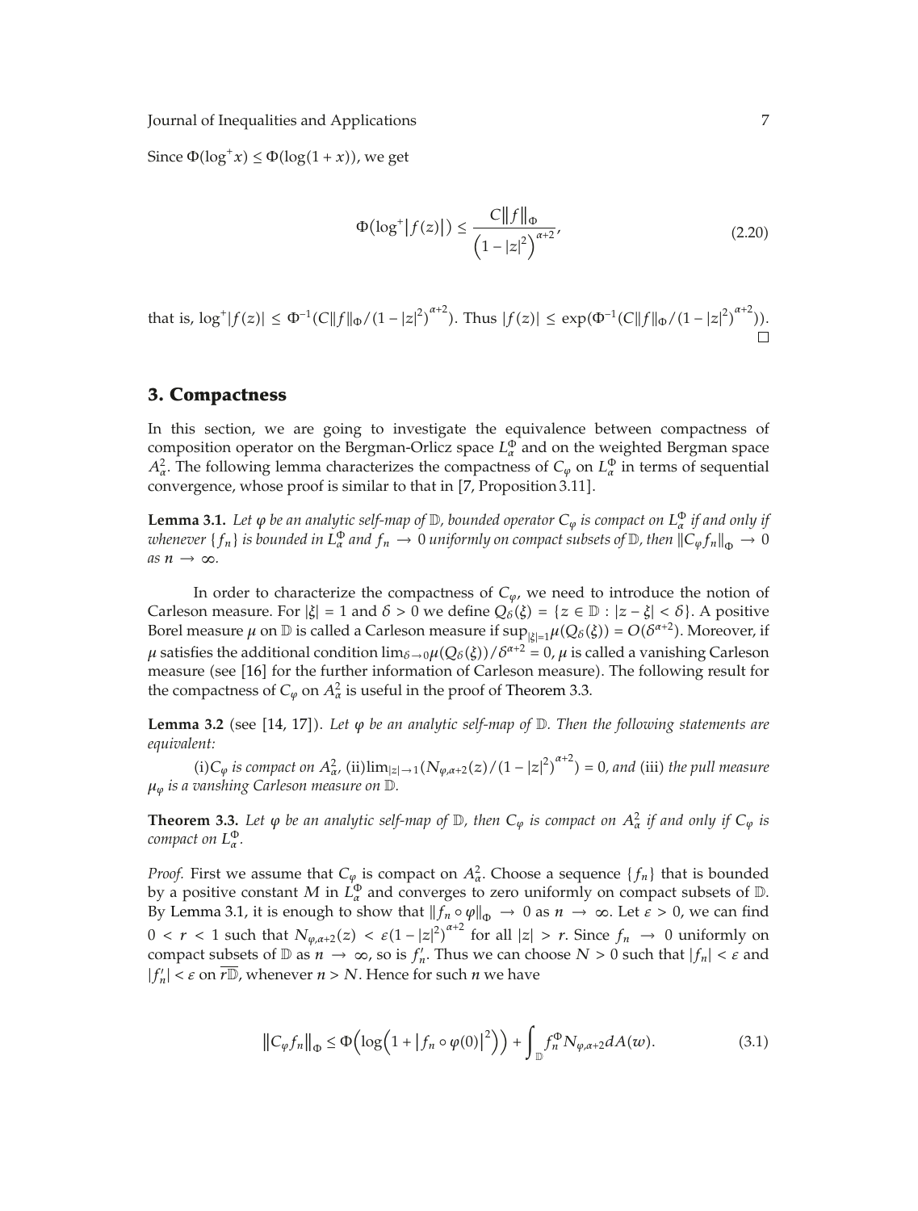Since $\Phi(\log^+ x) \le \Phi(\log(1+x))$, we get

$$\Phi(\log^+|f(z)|) \le \frac{C\|f\|_\Phi}{\left(1-|z|^2\right)^{\alpha+2}}, \tag{2.20}$$

that is, $\log^+|f(z)| \le \Phi^{-1}(C\|f\|_\Phi/(1-|z|^2)^{\alpha+2})$. Thus $|f(z)| \le \exp(\Phi^{-1}(C\|f\|_\Phi/(1-|z|^2)^{\alpha+2}))$. □

## 3. Compactness

In this section, we are going to investigate the equivalence between compactness of composition operator on the Bergman-Orlicz space $L_\alpha^\Phi$ and on the weighted Bergman space $A_\alpha^2$. The following lemma characterizes the compactness of $C_\varphi$ on $L_\alpha^\Phi$ in terms of sequential convergence, whose proof is similar to that in [7, Proposition 3.11].

**Lemma 3.1.** *Let $\varphi$ be an analytic self-map of $\mathbb{D}$, bounded operator $C_\varphi$ is compact on $L_\alpha^\Phi$ if and only if whenever $\{f_n\}$ is bounded in $L_\alpha^\Phi$ and $f_n \to 0$ uniformly on compact subsets of $\mathbb{D}$, then $\|C_\varphi f_n\|_\Phi \to 0$ as $n \to \infty$.*

In order to characterize the compactness of $C_\varphi$, we need to introduce the notion of Carleson measure. For $|\xi| = 1$ and $\delta > 0$ we define $Q_\delta(\xi) = \{z \in \mathbb{D} : |z-\xi| < \delta\}$. A positive Borel measure $\mu$ on $\mathbb{D}$ is called a Carleson measure if $\sup_{|\xi|=1}\mu(Q_\delta(\xi)) = O(\delta^{\alpha+2})$. Moreover, if $\mu$ satisfies the additional condition $\lim_{\delta\to 0}\mu(Q_\delta(\xi))/\delta^{\alpha+2} = 0$, $\mu$ is called a vanishing Carleson measure (see [16] for the further information of Carleson measure). The following result for the compactness of $C_\varphi$ on $A_\alpha^2$ is useful in the proof of Theorem 3.3.

**Lemma 3.2** (see [14, 17]). *Let $\varphi$ be an analytic self-map of $\mathbb{D}$. Then the following statements are equivalent:*

(i)*$C_\varphi$ is compact on $A_\alpha^2$,* (ii)$\lim_{|z|\to 1}(N_{\varphi,\alpha+2}(z)/(1-|z|^2)^{\alpha+2}) = 0$, *and* (iii) *the pull measure $\mu_\varphi$ is a vanshing Carleson measure on $\mathbb{D}$.*

**Theorem 3.3.** *Let $\varphi$ be an analytic self-map of $\mathbb{D}$, then $C_\varphi$ is compact on $A_\alpha^2$ if and only if $C_\varphi$ is compact on $L_\alpha^\Phi$.*

*Proof.* First we assume that $C_\varphi$ is compact on $A_\alpha^2$. Choose a sequence $\{f_n\}$ that is bounded by a positive constant $M$ in $L_\alpha^\Phi$ and converges to zero uniformly on compact subsets of $\mathbb{D}$. By Lemma 3.1, it is enough to show that $\|f_n \circ \varphi\|_\Phi \to 0$ as $n \to \infty$. Let $\varepsilon > 0$, we can find $0 < r < 1$ such that $N_{\varphi,\alpha+2}(z) < \varepsilon(1-|z|^2)^{\alpha+2}$ for all $|z| > r$. Since $f_n \to 0$ uniformly on compact subsets of $\mathbb{D}$ as $n \to \infty$, so is $f_n'$. Thus we can choose $N > 0$ such that $|f_n| < \varepsilon$ and $|f_n'| < \varepsilon$ on $\overline{r\mathbb{D}}$, whenever $n > N$. Hence for such $n$ we have

$$\|C_\varphi f_n\|_\Phi \le \Phi\left(\log\left(1+|f_n\circ\varphi(0)|^2\right)\right) + \int_{\mathbb{D}} f_n^\Phi N_{\varphi,\alpha+2}\,dA(w). \tag{3.1}$$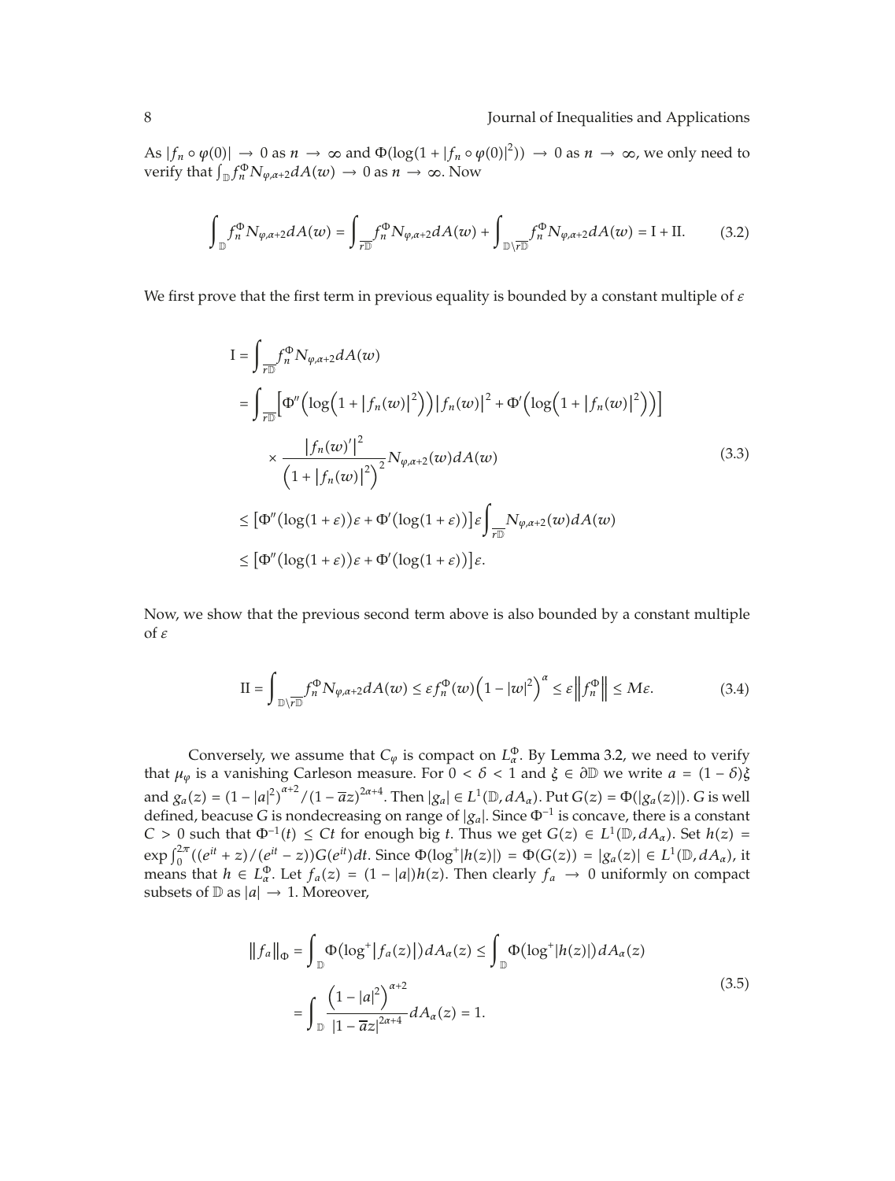As $|f_n \circ \varphi(0)| \to 0$ as $n \to \infty$ and $\Phi(\log(1+|f_n\circ\varphi(0)|^2)) \to 0$ as $n \to \infty$, we only need to verify that $\int_{\mathbb{D}} f_n^{\Phi} N_{\varphi,\alpha+2} dA(w) \to 0$ as $n \to \infty$. Now

$$\int_{\mathbb{D}} f_n^{\Phi} N_{\varphi,\alpha+2} dA(w) = \int_{\overline{r\mathbb{D}}} f_n^{\Phi} N_{\varphi,\alpha+2} dA(w) + \int_{\mathbb{D}\setminus\overline{r\mathbb{D}}} f_n^{\Phi} N_{\varphi,\alpha+2} dA(w) = \text{I} + \text{II}. \tag{3.2}$$

We first prove that the first term in previous equality is bounded by a constant multiple of $\varepsilon$

$$\begin{aligned}
\text{I} &= \int_{\overline{r\mathbb{D}}} f_n^{\Phi} N_{\varphi,\alpha+2} dA(w) \\
&= \int_{\overline{r\mathbb{D}}} \Big[\Phi''\Big(\log\Big(1+|f_n(w)|^2\Big)\Big)|f_n(w)|^2 + \Phi'\Big(\log\Big(1+|f_n(w)|^2\Big)\Big)\Big] \\
&\quad \times \frac{|f_n(w)'|^2}{\Big(1+|f_n(w)|^2\Big)^2} N_{\varphi,\alpha+2}(w) dA(w) \\
&\le \big[\Phi''(\log(1+\varepsilon))\varepsilon + \Phi'(\log(1+\varepsilon))\big]\varepsilon \int_{\overline{r\mathbb{D}}} N_{\varphi,\alpha+2}(w) dA(w) \\
&\le \big[\Phi''(\log(1+\varepsilon))\varepsilon + \Phi'(\log(1+\varepsilon))\big]\varepsilon.
\end{aligned} \tag{3.3}$$

Now, we show that the previous second term above is also bounded by a constant multiple of $\varepsilon$

$$\text{II} = \int_{\mathbb{D}\setminus\overline{r\mathbb{D}}} f_n^{\Phi} N_{\varphi,\alpha+2} dA(w) \le \varepsilon f_n^{\Phi}(w)\Big(1-|w|^2\Big)^{\alpha} \le \varepsilon \Big\| f_n^{\Phi} \Big\| \le M\varepsilon. \tag{3.4}$$

Conversely, we assume that $C_\varphi$ is compact on $L_\alpha^\Phi$. By Lemma 3.2, we need to verify that $\mu_\varphi$ is a vanishing Carleson measure. For $0 < \delta < 1$ and $\xi \in \partial\mathbb{D}$ we write $a = (1-\delta)\xi$ and $g_a(z) = (1-|a|^2)^{\alpha+2}/(1-\overline{a}z)^{2\alpha+4}$. Then $|g_a| \in L^1(\mathbb{D}, dA_\alpha)$. Put $G(z) = \Phi(|g_a(z)|)$. $G$ is well defined, beacuse $G$ is nondecreasing on range of $|g_a|$. Since $\Phi^{-1}$ is concave, there is a constant $C > 0$ such that $\Phi^{-1}(t) \le Ct$ for enough big $t$. Thus we get $G(z) \in L^1(\mathbb{D}, dA_\alpha)$. Set $h(z) = \exp\int_0^{2\pi}((e^{it}+z)/(e^{it}-z))G(e^{it})dt$. Since $\Phi(\log^+|h(z)|) = \Phi(G(z)) = |g_a(z)| \in L^1(\mathbb{D}, dA_\alpha)$, it means that $h \in L_\alpha^\Phi$. Let $f_a(z) = (1-|a|)h(z)$. Then clearly $f_a \to 0$ uniformly on compact subsets of $\mathbb{D}$ as $|a| \to 1$. Moreover,

$$\begin{aligned}
\|f_a\|_\Phi &= \int_{\mathbb{D}} \Phi\big(\log^+|f_a(z)|\big) dA_\alpha(z) \le \int_{\mathbb{D}} \Phi\big(\log^+|h(z)|\big) dA_\alpha(z) \\
&= \int_{\mathbb{D}} \frac{\Big(1-|a|^2\Big)^{\alpha+2}}{|1-\overline{a}z|^{2\alpha+4}} dA_\alpha(z) = 1.
\end{aligned} \tag{3.5}$$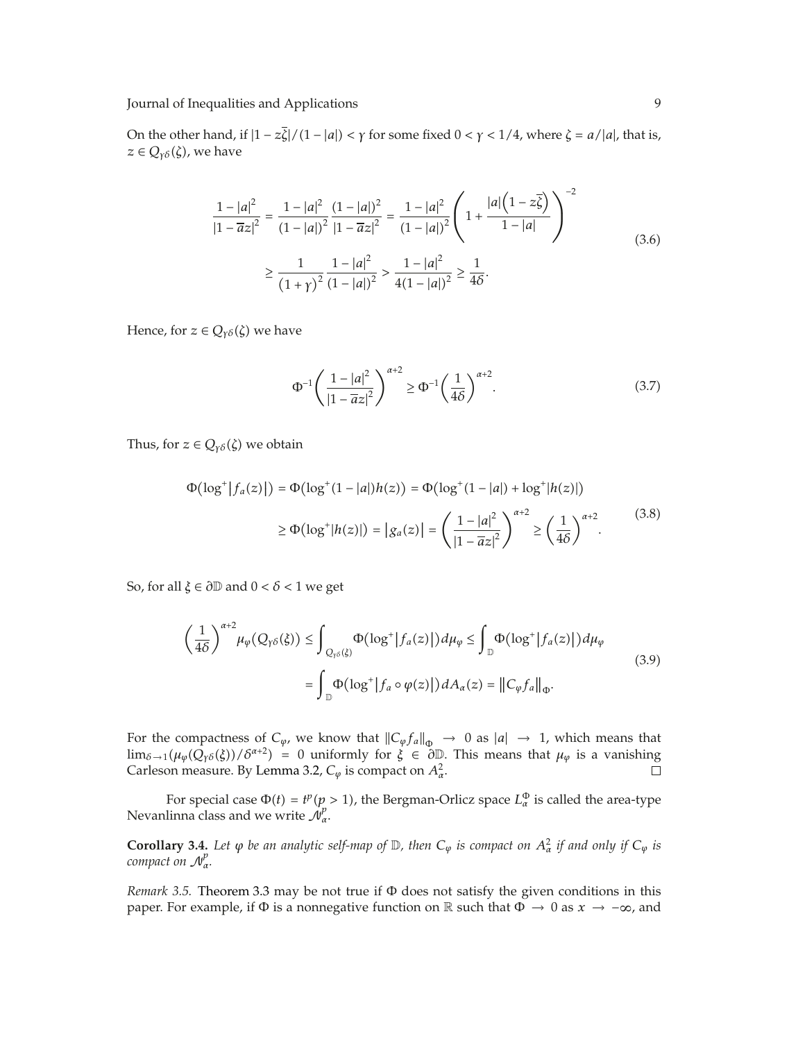On the other hand, if $|1 - z\overline{\zeta}|/(1 - |a|) < \gamma$ for some fixed $0 < \gamma < 1/4$, where $\zeta = a/|a|$, that is, $z \in Q_{\gamma\delta}(\zeta)$, we have

$$
\begin{aligned}
\frac{1 - |a|^2}{|1 - \overline{a}z|^2} &= \frac{1 - |a|^2}{(1 - |a|)^2} \frac{(1 - |a|)^2}{|1 - \overline{a}z|^2} = \frac{1 - |a|^2}{(1 - |a|)^2} \left( 1 + \frac{|a|\left(1 - z\overline{\zeta}\right)}{1 - |a|} \right)^{-2} \\
&\geq \frac{1}{(1 + \gamma)^2} \frac{1 - |a|^2}{(1 - |a|)^2} > \frac{1 - |a|^2}{4(1 - |a|)^2} \geq \frac{1}{4\delta}.
\end{aligned}
\tag{3.6}
$$

Hence, for $z \in Q_{\gamma\delta}(\zeta)$ we have

$$
\Phi^{-1}\left( \frac{1 - |a|^2}{|1 - \overline{a}z|^2} \right)^{\alpha+2} \geq \Phi^{-1}\left( \frac{1}{4\delta} \right)^{\alpha+2}. \tag{3.7}
$$

Thus, for $z \in Q_{\gamma\delta}(\zeta)$ we obtain

$$
\begin{aligned}
\Phi\left(\log^+\left|f_a(z)\right|\right) &= \Phi\left(\log^+(1 - |a|)h(z)\right) = \Phi\left(\log^+(1 - |a|) + \log^+|h(z)|\right) \\
&\geq \Phi\left(\log^+|h(z)|\right) = \left|g_a(z)\right| = \left( \frac{1 - |a|^2}{|1 - \overline{a}z|^2} \right)^{\alpha+2} \geq \left( \frac{1}{4\delta} \right)^{\alpha+2}.
\end{aligned}
\tag{3.8}
$$

So, for all $\xi \in \partial\mathbb{D}$ and $0 < \delta < 1$ we get

$$
\begin{aligned}
\left( \frac{1}{4\delta} \right)^{\alpha+2} \mu_\varphi(Q_{\gamma\delta}(\xi)) &\leq \int_{Q_{\gamma\delta}(\xi)} \Phi\left(\log^+\left|f_a(z)\right|\right) d\mu_\varphi \leq \int_{\mathbb{D}} \Phi\left(\log^+\left|f_a(z)\right|\right) d\mu_\varphi \\
&= \int_{\mathbb{D}} \Phi\left(\log^+\left|f_a \circ \varphi(z)\right|\right) dA_\alpha(z) = \left\| C_\varphi f_a \right\|_\Phi.
\end{aligned}
\tag{3.9}
$$

For the compactness of $C_\varphi$, we know that $\|C_\varphi f_a\|_\Phi \to 0$ as $|a| \to 1$, which means that $\lim_{\delta \to 1}(\mu_\varphi(Q_{\gamma\delta}(\xi))/\delta^{\alpha+2}) = 0$ uniformly for $\xi \in \partial\mathbb{D}$. This means that $\mu_\varphi$ is a vanishing Carleson measure. By Lemma 3.2, $C_\varphi$ is compact on $A_\alpha^2$. □

For special case $\Phi(t) = t^p (p > 1)$, the Bergman-Orlicz space $L_\alpha^\Phi$ is called the area-type Nevanlinna class and we write $\mathcal{N}_\alpha^p$.

**Corollary 3.4.** *Let $\varphi$ be an analytic self-map of $\mathbb{D}$, then $C_\varphi$ is compact on $A_\alpha^2$ if and only if $C_\varphi$ is compact on $\mathcal{N}_\alpha^p$.*

*Remark 3.5.* Theorem 3.3 may be not true if $\Phi$ does not satisfy the given conditions in this paper. For example, if $\Phi$ is a nonnegative function on $\mathbb{R}$ such that $\Phi \to 0$ as $x \to -\infty$, and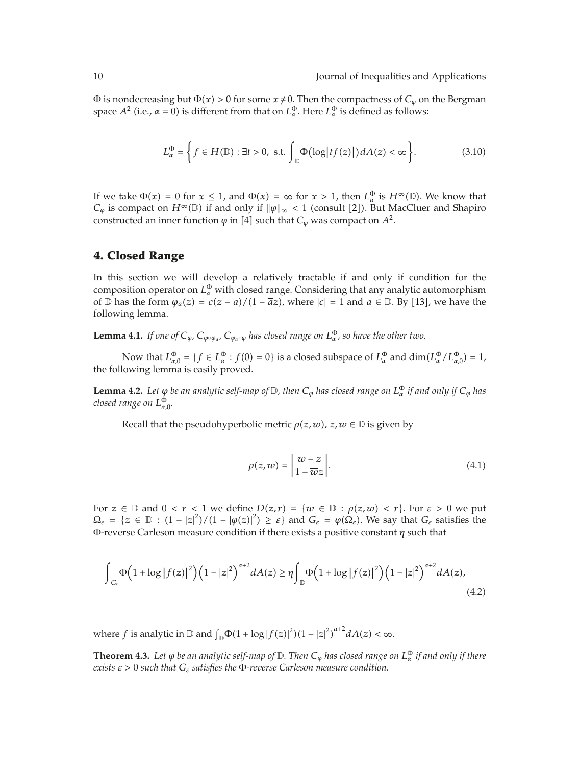$\Phi$ is nondecreasing but $\Phi(x) > 0$ for some $x \neq 0$. Then the compactness of $C_\varphi$ on the Bergman space $A^2$ (i.e., $\alpha = 0$) is different from that on $L^\Phi_\alpha$. Here $L^\Phi_\alpha$ is defined as follows:

$$L^\Phi_\alpha = \left\{ f \in H(\mathbb{D}) : \exists t > 0, \text{ s.t. } \int_{\mathbb{D}} \Phi(\log|tf(z)|)\, dA(z) < \infty \right\}. \tag{3.10}$$

If we take $\Phi(x) = 0$ for $x \leq 1$, and $\Phi(x) = \infty$ for $x > 1$, then $L^\Phi_\alpha$ is $H^\infty(\mathbb{D})$. We know that $C_\varphi$ is compact on $H^\infty(\mathbb{D})$ if and only if $\|\varphi\|_\infty < 1$ (consult [2]). But MacCluer and Shapiro constructed an inner function $\varphi$ in [4] such that $C_\varphi$ was compact on $A^2$.

## 4. Closed Range

In this section we will develop a relatively tractable if and only if condition for the composition operator on $L^\Phi_\alpha$ with closed range. Considering that any analytic automorphism of $\mathbb{D}$ has the form $\varphi_a(z) = c(z - a)/(1 - \overline{a}z)$, where $|c| = 1$ and $a \in \mathbb{D}$. By [13], we have the following lemma.

**Lemma 4.1.** *If one of $C_\varphi$, $C_{\varphi \circ \varphi_a}$, $C_{\varphi_a \circ \varphi}$ has closed range on $L^\Phi_\alpha$, so have the other two.*

Now that $L^\Phi_{\alpha,0} = \{f \in L^\Phi_\alpha : f(0) = 0\}$ is a closed subspace of $L^\Phi_\alpha$ and $\dim(L^\Phi_\alpha / L^\Phi_{\alpha,0}) = 1$, the following lemma is easily proved.

**Lemma 4.2.** *Let $\varphi$ be an analytic self-map of $\mathbb{D}$, then $C_\varphi$ has closed range on $L^\Phi_\alpha$ if and only if $C_\varphi$ has closed range on $L^\Phi_{\alpha,0}$.*

Recall that the pseudohyperbolic metric $\rho(z, w)$, $z, w \in \mathbb{D}$ is given by

$$\rho(z, w) = \left| \frac{w - z}{1 - \overline{w}z} \right|. \tag{4.1}$$

For $z \in \mathbb{D}$ and $0 < r < 1$ we define $D(z, r) = \{w \in \mathbb{D} : \rho(z, w) < r\}$. For $\varepsilon > 0$ we put $\Omega_\varepsilon = \{z \in \mathbb{D} : (1 - |z|^2)/(1 - |\varphi(z)|^2) \geq \varepsilon\}$ and $G_\varepsilon = \varphi(\Omega_\varepsilon)$. We say that $G_\varepsilon$ satisfies the $\Phi$-reverse Carleson measure condition if there exists a positive constant $\eta$ such that

$$\int_{G_\varepsilon} \Phi\left(1 + \log|f(z)|^2\right)\left(1 - |z|^2\right)^{\alpha+2} dA(z) \geq \eta \int_{\mathbb{D}} \Phi\left(1 + \log|f(z)|^2\right)\left(1 - |z|^2\right)^{\alpha+2} dA(z), \tag{4.2}$$

where $f$ is analytic in $\mathbb{D}$ and $\int_{\mathbb{D}} \Phi(1 + \log|f(z)|^2)(1 - |z|^2)^{\alpha+2} dA(z) < \infty$.

**Theorem 4.3.** *Let $\varphi$ be an analytic self-map of $\mathbb{D}$. Then $C_\varphi$ has closed range on $L^\Phi_\alpha$ if and only if there exists $\varepsilon > 0$ such that $G_\varepsilon$ satisfies the $\Phi$-reverse Carleson measure condition.*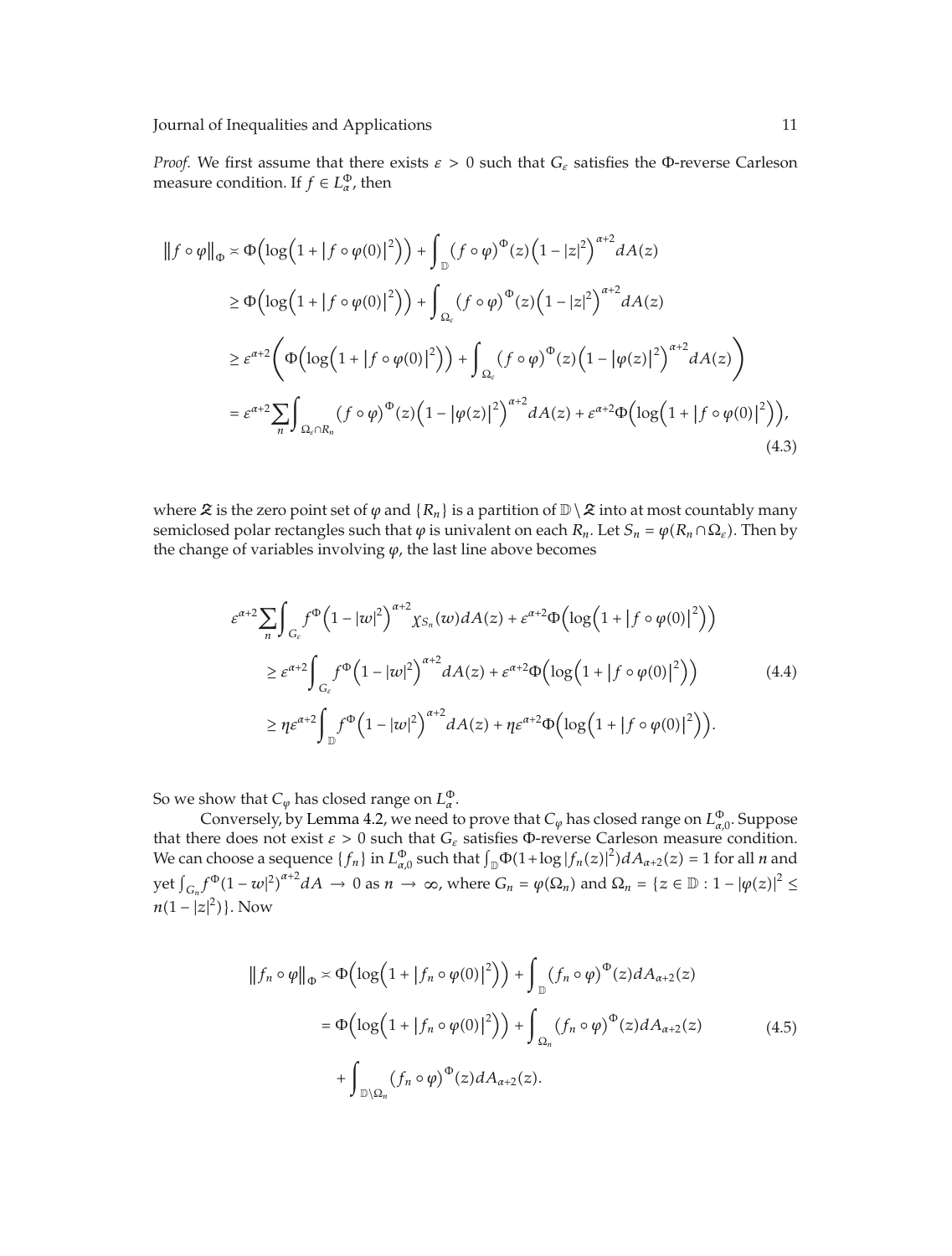*Proof.* We first assume that there exists $\varepsilon > 0$ such that $G_\varepsilon$ satisfies the $\Phi$-reverse Carleson measure condition. If $f \in L^\Phi_\alpha$, then

$$
\begin{aligned}
\|f \circ \varphi\|_\Phi &\asymp \Phi\Big(\log\Big(1 + |f \circ \varphi(0)|^2\Big)\Big) + \int_{\mathbb{D}} (f \circ \varphi)^\Phi(z)\Big(1 - |z|^2\Big)^{\alpha+2} dA(z) \\
&\geq \Phi\Big(\log\Big(1 + |f \circ \varphi(0)|^2\Big)\Big) + \int_{\Omega_\varepsilon} (f \circ \varphi)^\Phi(z)\Big(1 - |z|^2\Big)^{\alpha+2} dA(z) \\
&\geq \varepsilon^{\alpha+2}\left(\Phi\Big(\log\Big(1 + |f \circ \varphi(0)|^2\Big)\Big) + \int_{\Omega_\varepsilon} (f \circ \varphi)^\Phi(z)\Big(1 - |\varphi(z)|^2\Big)^{\alpha+2} dA(z)\right) \\
&= \varepsilon^{\alpha+2}\sum_n \int_{\Omega_\varepsilon \cap R_n} (f \circ \varphi)^\Phi(z)\Big(1 - |\varphi(z)|^2\Big)^{\alpha+2} dA(z) + \varepsilon^{\alpha+2}\Phi\Big(\log\Big(1 + |f \circ \varphi(0)|^2\Big)\Big),
\end{aligned}
\tag{4.3}
$$

where $\mathfrak{Z}$ is the zero point set of $\varphi$ and $\{R_n\}$ is a partition of $\mathbb{D} \setminus \mathfrak{Z}$ into at most countably many semiclosed polar rectangles such that $\varphi$ is univalent on each $R_n$. Let $S_n = \varphi(R_n \cap \Omega_\varepsilon)$. Then by the change of variables involving $\varphi$, the last line above becomes

$$
\begin{aligned}
&\varepsilon^{\alpha+2}\sum_n \int_{G_\varepsilon} f^\Phi\Big(1 - |w|^2\Big)^{\alpha+2} \chi_{S_n}(w) dA(z) + \varepsilon^{\alpha+2}\Phi\Big(\log\Big(1 + |f \circ \varphi(0)|^2\Big)\Big) \\
&\quad \geq \varepsilon^{\alpha+2}\int_{G_\varepsilon} f^\Phi\Big(1 - |w|^2\Big)^{\alpha+2} dA(z) + \varepsilon^{\alpha+2}\Phi\Big(\log\Big(1 + |f \circ \varphi(0)|^2\Big)\Big) \\
&\quad \geq \eta\varepsilon^{\alpha+2}\int_{\mathbb{D}} f^\Phi\Big(1 - |w|^2\Big)^{\alpha+2} dA(z) + \eta\varepsilon^{\alpha+2}\Phi\Big(\log\Big(1 + |f \circ \varphi(0)|^2\Big)\Big).
\end{aligned}
\tag{4.4}
$$

So we show that $C_\varphi$ has closed range on $L^\Phi_\alpha$.

Conversely, by Lemma 4.2, we need to prove that $C_\varphi$ has closed range on $L^\Phi_{\alpha,0}$. Suppose that there does not exist $\varepsilon > 0$ such that $G_\varepsilon$ satisfies $\Phi$-reverse Carleson measure condition. We can choose a sequence $\{f_n\}$ in $L^\Phi_{\alpha,0}$ such that $\int_{\mathbb{D}} \Phi(1 + \log|f_n(z)|^2) dA_{\alpha+2}(z) = 1$ for all $n$ and yet $\int_{G_n} f^\Phi(1 - w|^2)^{\alpha+2} dA \to 0$ as $n \to \infty$, where $G_n = \varphi(\Omega_n)$ and $\Omega_n = \{z \in \mathbb{D} : 1 - |\varphi(z)|^2 \leq n(1 - |z|^2)\}$. Now

$$
\begin{aligned}
\|f_n \circ \varphi\|_\Phi &\asymp \Phi\Big(\log\Big(1 + |f_n \circ \varphi(0)|^2\Big)\Big) + \int_{\mathbb{D}} (f_n \circ \varphi)^\Phi(z) dA_{\alpha+2}(z) \\
&= \Phi\Big(\log\Big(1 + |f_n \circ \varphi(0)|^2\Big)\Big) + \int_{\Omega_n} (f_n \circ \varphi)^\Phi(z) dA_{\alpha+2}(z) \\
&\quad + \int_{\mathbb{D} \setminus \Omega_n} (f_n \circ \varphi)^\Phi(z) dA_{\alpha+2}(z).
\end{aligned}
\tag{4.5}
$$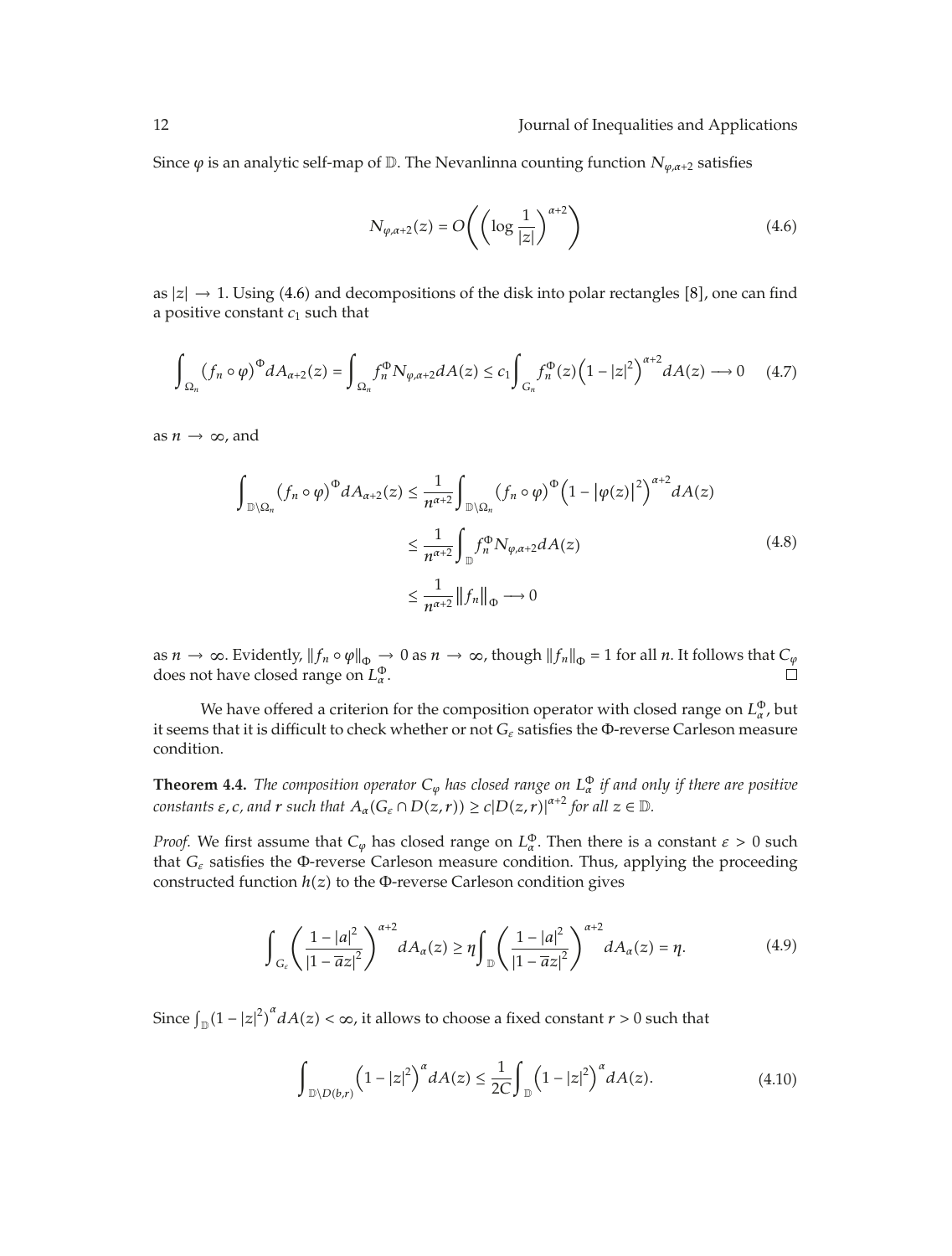Since $\varphi$ is an analytic self-map of $\mathbb{D}$. The Nevanlinna counting function $N_{\varphi,\alpha+2}$ satisfies

$$N_{\varphi,\alpha+2}(z) = O\left(\left(\log\frac{1}{|z|}\right)^{\alpha+2}\right) \tag{4.6}$$

as $|z| \to 1$. Using (4.6) and decompositions of the disk into polar rectangles [8], one can find a positive constant $c_1$ such that

$$\int_{\Omega_n} (f_n \circ \varphi)^{\Phi} dA_{\alpha+2}(z) = \int_{\Omega_n} f_n^{\Phi} N_{\varphi,\alpha+2} dA(z) \le c_1 \int_{G_n} f_n^{\Phi}(z)\left(1-|z|^2\right)^{\alpha+2} dA(z) \longrightarrow 0 \tag{4.7}$$

as $n \to \infty$, and

$$\begin{aligned}
\int_{\mathbb{D}\setminus\Omega_n} (f_n \circ \varphi)^{\Phi} dA_{\alpha+2}(z) &\le \frac{1}{n^{\alpha+2}} \int_{\mathbb{D}\setminus\Omega_n} (f_n \circ \varphi)^{\Phi}\left(1-|\varphi(z)|^2\right)^{\alpha+2} dA(z) \\
&\le \frac{1}{n^{\alpha+2}} \int_{\mathbb{D}} f_n^{\Phi} N_{\varphi,\alpha+2} dA(z) \\
&\le \frac{1}{n^{\alpha+2}} \|f_n\|_{\Phi} \longrightarrow 0
\end{aligned} \tag{4.8}$$

as $n \to \infty$. Evidently, $\|f_n \circ \varphi\|_{\Phi} \to 0$ as $n \to \infty$, though $\|f_n\|_{\Phi} = 1$ for all $n$. It follows that $C_\varphi$ does not have closed range on $L_\alpha^{\Phi}$. □

We have offered a criterion for the composition operator with closed range on $L_\alpha^{\Phi}$, but it seems that it is difficult to check whether or not $G_\varepsilon$ satisfies the $\Phi$-reverse Carleson measure condition.

**Theorem 4.4.** *The composition operator $C_\varphi$ has closed range on $L_\alpha^{\Phi}$ if and only if there are positive constants $\varepsilon, c$, and $r$ such that $A_\alpha(G_\varepsilon \cap D(z,r)) \ge c|D(z,r)|^{\alpha+2}$ for all $z \in \mathbb{D}$.*

*Proof.* We first assume that $C_\varphi$ has closed range on $L_\alpha^{\Phi}$. Then there is a constant $\varepsilon > 0$ such that $G_\varepsilon$ satisfies the $\Phi$-reverse Carleson measure condition. Thus, applying the proceeding constructed function $h(z)$ to the $\Phi$-reverse Carleson condition gives

$$\int_{G_\varepsilon} \left(\frac{1-|a|^2}{|1-\overline{a}z|^2}\right)^{\alpha+2} dA_\alpha(z) \ge \eta \int_{\mathbb{D}} \left(\frac{1-|a|^2}{|1-\overline{a}z|^2}\right)^{\alpha+2} dA_\alpha(z) = \eta. \tag{4.9}$$

Since $\int_{\mathbb{D}} (1-|z|^2)^{\alpha} dA(z) < \infty$, it allows to choose a fixed constant $r > 0$ such that

$$\int_{\mathbb{D}\setminus D(b,r)} \left(1-|z|^2\right)^{\alpha} dA(z) \le \frac{1}{2C} \int_{\mathbb{D}} \left(1-|z|^2\right)^{\alpha} dA(z). \tag{4.10}$$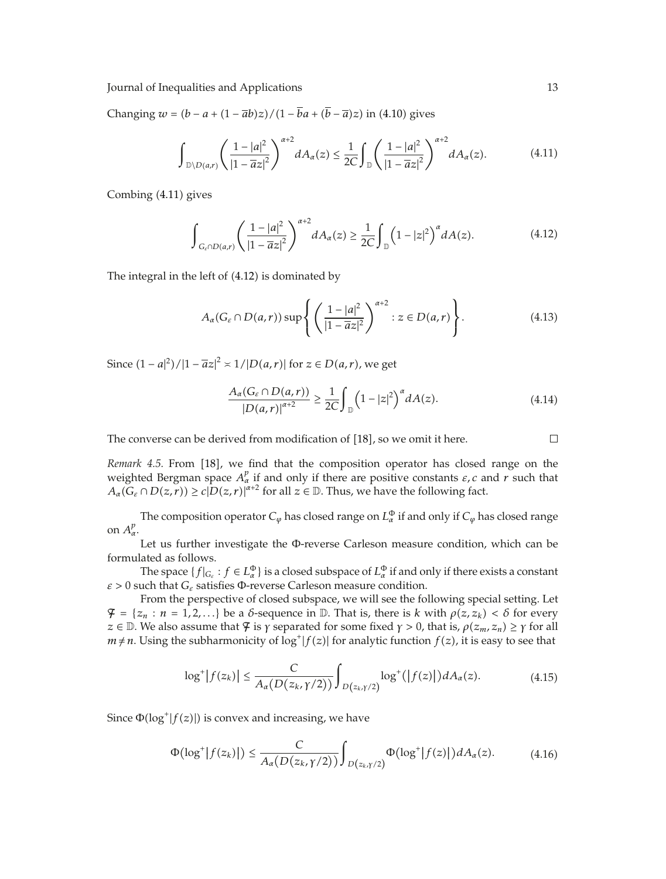Changing $w = (b - a + (1 - \overline{a}b)z)/(1 - \overline{b}a + (\overline{b} - \overline{a})z)$ in (4.10) gives

$$\int_{\mathbb{D}\setminus D(a,r)} \left( \frac{1 - |a|^2}{|1 - \overline{a}z|^2} \right)^{\alpha+2} dA_\alpha(z) \leq \frac{1}{2C} \int_{\mathbb{D}} \left( \frac{1 - |a|^2}{|1 - \overline{a}z|^2} \right)^{\alpha+2} dA_\alpha(z). \tag{4.11}$$

Combing (4.11) gives

$$\int_{G_\varepsilon \cap D(a,r)} \left( \frac{1 - |a|^2}{|1 - \overline{a}z|^2} \right)^{\alpha+2} dA_\alpha(z) \geq \frac{1}{2C} \int_{\mathbb{D}} \left(1 - |z|^2\right)^\alpha dA(z). \tag{4.12}$$

The integral in the left of (4.12) is dominated by

$$A_\alpha(G_\varepsilon \cap D(a,r)) \sup\left\{ \left( \frac{1 - |a|^2}{|1 - \overline{a}z|^2} \right)^{\alpha+2} : z \in D(a,r) \right\}. \tag{4.13}$$

Since $(1 - a|^2)/|1 - \overline{a}z|^2 \asymp 1/|D(a,r)|$ for $z \in D(a,r)$, we get

$$\frac{A_\alpha(G_\varepsilon \cap D(a,r))}{|D(a,r)|^{\alpha+2}} \geq \frac{1}{2C} \int_{\mathbb{D}} \left(1 - |z|^2\right)^\alpha dA(z). \tag{4.14}$$

The converse can be derived from modification of [18], so we omit it here. □

*Remark 4.5.* From [18], we find that the composition operator has closed range on the weighted Bergman space $A_\alpha^p$ if and only if there are positive constants $\varepsilon, c$ and $r$ such that $A_\alpha(G_\varepsilon \cap D(z,r)) \geq c|D(z,r)|^{\alpha+2}$ for all $z \in \mathbb{D}$. Thus, we have the following fact.

The composition operator $C_\varphi$ has closed range on $L_\alpha^\Phi$ if and only if $C_\varphi$ has closed range on $A_\alpha^p$.

Let us further investigate the $\Phi$-reverse Carleson measure condition, which can be formulated as follows.

The space $\{f|_{G_\varepsilon} : f \in L_\alpha^\Phi\}$ is a closed subspace of $L_\alpha^\Phi$ if and only if there exists a constant $\varepsilon > 0$ such that $G_\varepsilon$ satisfies $\Phi$-reverse Carleson measure condition.

From the perspective of closed subspace, we will see the following special setting. Let $\mathcal{F} = \{z_n : n = 1, 2, \ldots\}$ be a $\delta$-sequence in $\mathbb{D}$. That is, there is $k$ with $\rho(z, z_k) < \delta$ for every $z \in \mathbb{D}$. We also assume that $\mathcal{F}$ is $\gamma$ separated for some fixed $\gamma > 0$, that is, $\rho(z_m, z_n) \geq \gamma$ for all $m \neq n$. Using the subharmonicity of $\log^+|f(z)|$ for analytic function $f(z)$, it is easy to see that

$$\log^+|f(z_k)| \leq \frac{C}{A_\alpha(D(z_k, \gamma/2))} \int_{D(z_k,\gamma/2)} \log^+(|f(z)|) dA_\alpha(z). \tag{4.15}$$

Since $\Phi(\log^+|f(z)|)$ is convex and increasing, we have

$$\Phi(\log^+|f(z_k)|) \leq \frac{C}{A_\alpha(D(z_k, \gamma/2))} \int_{D(z_k,\gamma/2)} \Phi(\log^+|f(z)|) dA_\alpha(z). \tag{4.16}$$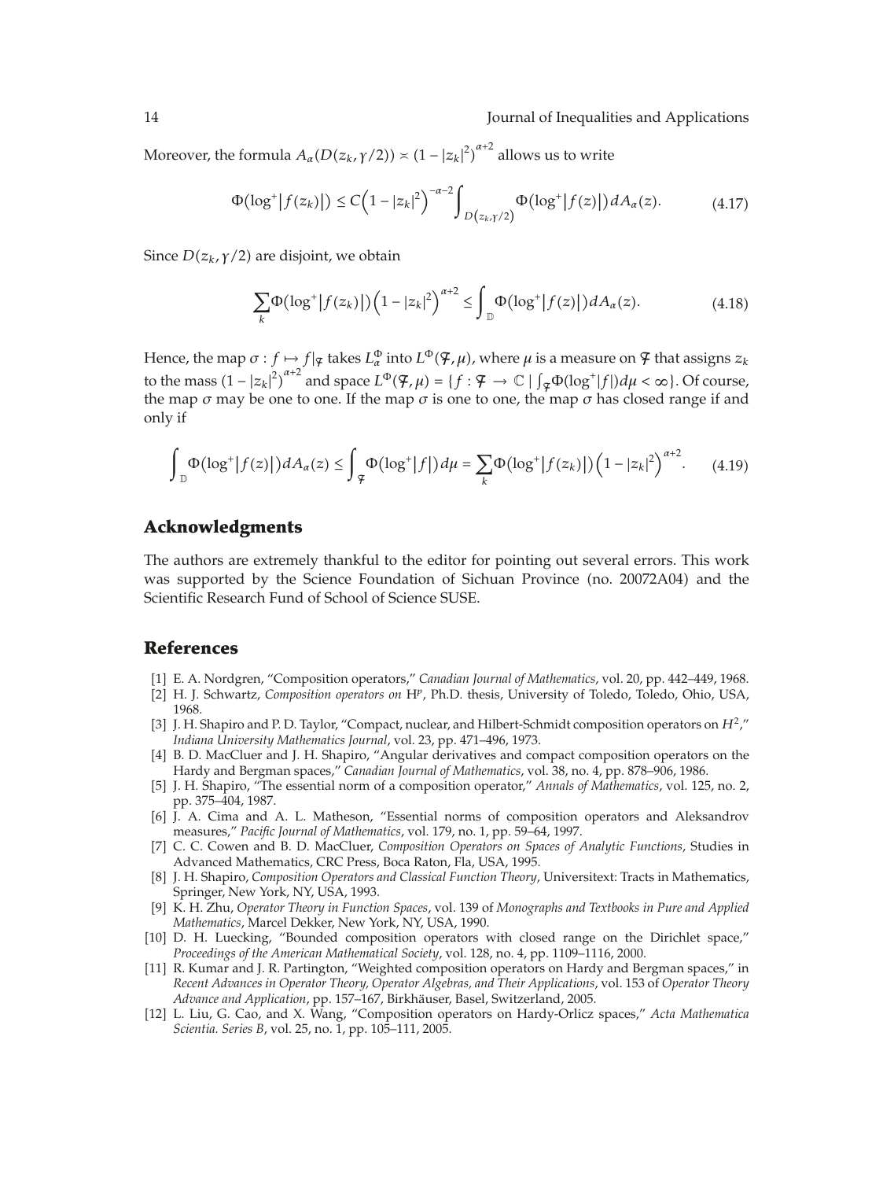Moreover, the formula $A_\alpha(D(z_k, \gamma/2)) \asymp (1-|z_k|^2)^{\alpha+2}$ allows us to write

$$\Phi(\log^+|f(z_k)|) \leq C\Big(1-|z_k|^2\Big)^{-\alpha-2}\int_{D(z_k,\gamma/2)} \Phi(\log^+|f(z)|)\,dA_\alpha(z). \tag{4.17}$$

Since $D(z_k, \gamma/2)$ are disjoint, we obtain

$$\sum_k \Phi(\log^+|f(z_k)|)\Big(1-|z_k|^2\Big)^{\alpha+2} \leq \int_{\mathbb{D}} \Phi(\log^+|f(z)|)\,dA_\alpha(z). \tag{4.18}$$

Hence, the map $\sigma : f \mapsto f|_{\mathcal{F}}$ takes $L^\Phi_\alpha$ into $L^\Phi(\mathcal{F}, \mu)$, where $\mu$ is a measure on $\mathcal{F}$ that assigns $z_k$ to the mass $(1-|z_k|^2)^{\alpha+2}$ and space $L^\Phi(\mathcal{F}, \mu) = \{f : \mathcal{F} \to \mathbb{C} \mid \int_{\mathcal{F}} \Phi(\log^+|f|)d\mu < \infty\}$. Of course, the map $\sigma$ may be one to one. If the map $\sigma$ is one to one, the map $\sigma$ has closed range if and only if

$$\int_{\mathbb{D}} \Phi(\log^+|f(z)|)\,dA_\alpha(z) \leq \int_{\mathcal{F}} \Phi(\log^+|f|)\,d\mu = \sum_k \Phi(\log^+|f(z_k)|)\Big(1-|z_k|^2\Big)^{\alpha+2}. \tag{4.19}$$

## Acknowledgments

The authors are extremely thankful to the editor for pointing out several errors. This work was supported by the Science Foundation of Sichuan Province (no. 20072A04) and the Scientific Research Fund of School of Science SUSE.

## References

[1] E. A. Nordgren, "Composition operators," *Canadian Journal of Mathematics*, vol. 20, pp. 442–449, 1968.

[2] H. J. Schwartz, *Composition operators on* $H^p$, Ph.D. thesis, University of Toledo, Toledo, Ohio, USA, 1968.

[3] J. H. Shapiro and P. D. Taylor, "Compact, nuclear, and Hilbert-Schmidt composition operators on $H^2$," *Indiana University Mathematics Journal*, vol. 23, pp. 471–496, 1973.

[4] B. D. MacCluer and J. H. Shapiro, "Angular derivatives and compact composition operators on the Hardy and Bergman spaces," *Canadian Journal of Mathematics*, vol. 38, no. 4, pp. 878–906, 1986.

[5] J. H. Shapiro, "The essential norm of a composition operator," *Annals of Mathematics*, vol. 125, no. 2, pp. 375–404, 1987.

[6] J. A. Cima and A. L. Matheson, "Essential norms of composition operators and Aleksandrov measures," *Pacific Journal of Mathematics*, vol. 179, no. 1, pp. 59–64, 1997.

[7] C. C. Cowen and B. D. MacCluer, *Composition Operators on Spaces of Analytic Functions*, Studies in Advanced Mathematics, CRC Press, Boca Raton, Fla, USA, 1995.

[8] J. H. Shapiro, *Composition Operators and Classical Function Theory*, Universitext: Tracts in Mathematics, Springer, New York, NY, USA, 1993.

[9] K. H. Zhu, *Operator Theory in Function Spaces*, vol. 139 of *Monographs and Textbooks in Pure and Applied Mathematics*, Marcel Dekker, New York, NY, USA, 1990.

[10] D. H. Luecking, "Bounded composition operators with closed range on the Dirichlet space," *Proceedings of the American Mathematical Society*, vol. 128, no. 4, pp. 1109–1116, 2000.

[11] R. Kumar and J. R. Partington, "Weighted composition operators on Hardy and Bergman spaces," in *Recent Advances in Operator Theory, Operator Algebras, and Their Applications*, vol. 153 of *Operator Theory Advance and Application*, pp. 157–167, Birkhäuser, Basel, Switzerland, 2005.

[12] L. Liu, G. Cao, and X. Wang, "Composition operators on Hardy-Orlicz spaces," *Acta Mathematica Scientia. Series B*, vol. 25, no. 1, pp. 105–111, 2005.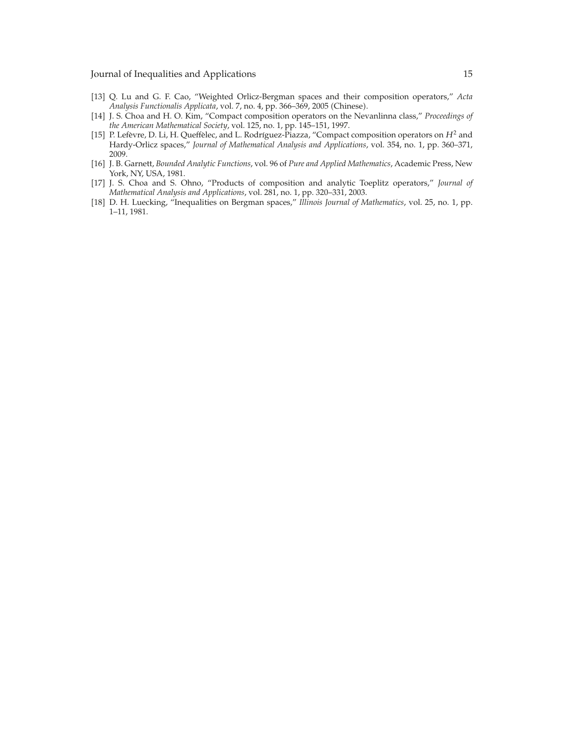[13] Q. Lu and G. F. Cao, "Weighted Orlicz-Bergman spaces and their composition operators," *Acta Analysis Functionalis Applicata*, vol. 7, no. 4, pp. 366–369, 2005 (Chinese).

[14] J. S. Choa and H. O. Kim, "Compact composition operators on the Nevanlinna class," *Proceedings of the American Mathematical Society*, vol. 125, no. 1, pp. 145–151, 1997.

[15] P. Lefèvre, D. Li, H. Queffèlec, and L. Rodríguez-Piazza, "Compact composition operators on $H^2$ and Hardy-Orlicz spaces," *Journal of Mathematical Analysis and Applications*, vol. 354, no. 1, pp. 360–371, 2009.

[16] J. B. Garnett, *Bounded Analytic Functions*, vol. 96 of *Pure and Applied Mathematics*, Academic Press, New York, NY, USA, 1981.

[17] J. S. Choa and S. Ohno, "Products of composition and analytic Toeplitz operators," *Journal of Mathematical Analysis and Applications*, vol. 281, no. 1, pp. 320–331, 2003.

[18] D. H. Luecking, "Inequalities on Bergman spaces," *Illinois Journal of Mathematics*, vol. 25, no. 1, pp. 1–11, 1981.